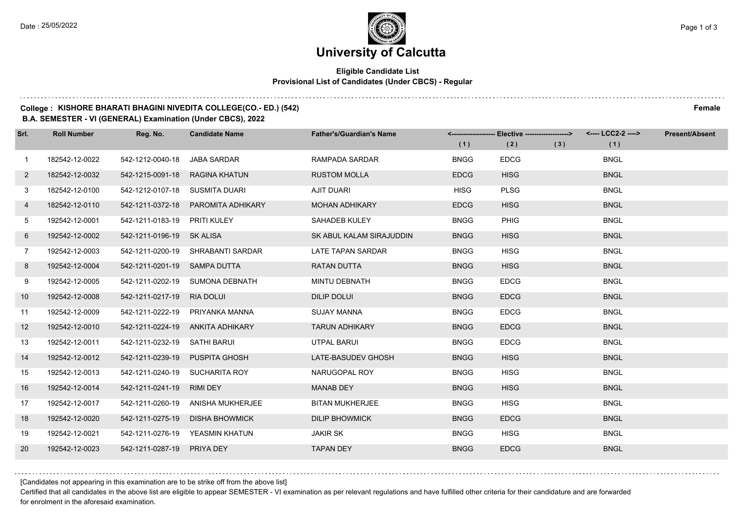Date : 25/05/2022

# University of Calcutta

**Eligible Candidate List**
**Provisional List of Candidates (Under CBCS) - Regular**

**College : KISHORE BHARATI BHAGINI NIVEDITA COLLEGE(CO.- ED.) (542)** **Female**
**B.A. SEMESTER - VI (GENERAL) Examination (Under CBCS), 2022**

| Srl. | Roll Number | Reg. No. | Candidate Name | Father's/Guardian's Name | <------------------ Elective ------------------> | | | <---- LCC2-2 ----> | Present/Absent |
|---|---|---|---|---|---|---|---|---|---|
| | | | | | (1) | (2) | (3) | (1) | |
| 1 | 182542-12-0022 | 542-1212-0040-18 | JABA SARDAR | RAMPADA SARDAR | BNGG | EDCG | | BNGL | |
| 2 | 182542-12-0032 | 542-1215-0091-18 | RAGINA KHATUN | RUSTOM MOLLA | EDCG | HISG | | BNGL | |
| 3 | 182542-12-0100 | 542-1212-0107-18 | SUSMITA DUARI | AJIT DUARI | HISG | PLSG | | BNGL | |
| 4 | 182542-12-0110 | 542-1211-0372-18 | PAROMITA ADHIKARY | MOHAN ADHIKARY | EDCG | HISG | | BNGL | |
| 5 | 192542-12-0001 | 542-1211-0183-19 | PRITI KULEY | SAHADEB KULEY | BNGG | PHIG | | BNGL | |
| 6 | 192542-12-0002 | 542-1211-0196-19 | SK ALISA | SK ABUL KALAM SIRAJUDDIN | BNGG | HISG | | BNGL | |
| 7 | 192542-12-0003 | 542-1211-0200-19 | SHRABANTI SARDAR | LATE TAPAN SARDAR | BNGG | HISG | | BNGL | |
| 8 | 192542-12-0004 | 542-1211-0201-19 | SAMPA DUTTA | RATAN DUTTA | BNGG | HISG | | BNGL | |
| 9 | 192542-12-0005 | 542-1211-0202-19 | SUMONA DEBNATH | MINTU DEBNATH | BNGG | EDCG | | BNGL | |
| 10 | 192542-12-0008 | 542-1211-0217-19 | RIA DOLUI | DILIP DOLUI | BNGG | EDCG | | BNGL | |
| 11 | 192542-12-0009 | 542-1211-0222-19 | PRIYANKA MANNA | SUJAY MANNA | BNGG | EDCG | | BNGL | |
| 12 | 192542-12-0010 | 542-1211-0224-19 | ANKITA ADHIKARY | TARUN ADHIKARY | BNGG | EDCG | | BNGL | |
| 13 | 192542-12-0011 | 542-1211-0232-19 | SATHI BARUI | UTPAL BARUI | BNGG | EDCG | | BNGL | |
| 14 | 192542-12-0012 | 542-1211-0239-19 | PUSPITA GHOSH | LATE-BASUDEV GHOSH | BNGG | HISG | | BNGL | |
| 15 | 192542-12-0013 | 542-1211-0240-19 | SUCHARITA ROY | NARUGOPAL ROY | BNGG | HISG | | BNGL | |
| 16 | 192542-12-0014 | 542-1211-0241-19 | RIMI DEY | MANAB DEY | BNGG | HISG | | BNGL | |
| 17 | 192542-12-0017 | 542-1211-0260-19 | ANISHA MUKHERJEE | BITAN MUKHERJEE | BNGG | HISG | | BNGL | |
| 18 | 192542-12-0020 | 542-1211-0275-19 | DISHA BHOWMICK | DILIP BHOWMICK | BNGG | EDCG | | BNGL | |
| 19 | 192542-12-0021 | 542-1211-0276-19 | YEASMIN KHATUN | JAKIR SK | BNGG | HISG | | BNGL | |
| 20 | 192542-12-0023 | 542-1211-0287-19 | PRIYA DEY | TAPAN DEY | BNGG | EDCG | | BNGL | |

[Candidates not appearing in this examination are to be strike off from the above list]

Certified that all candidates in the above list are eligible to appear SEMESTER - VI examination as per relevant regulations and have fulfilled other criteria for their candidature and are forwarded for enrolment in the aforesaid examination.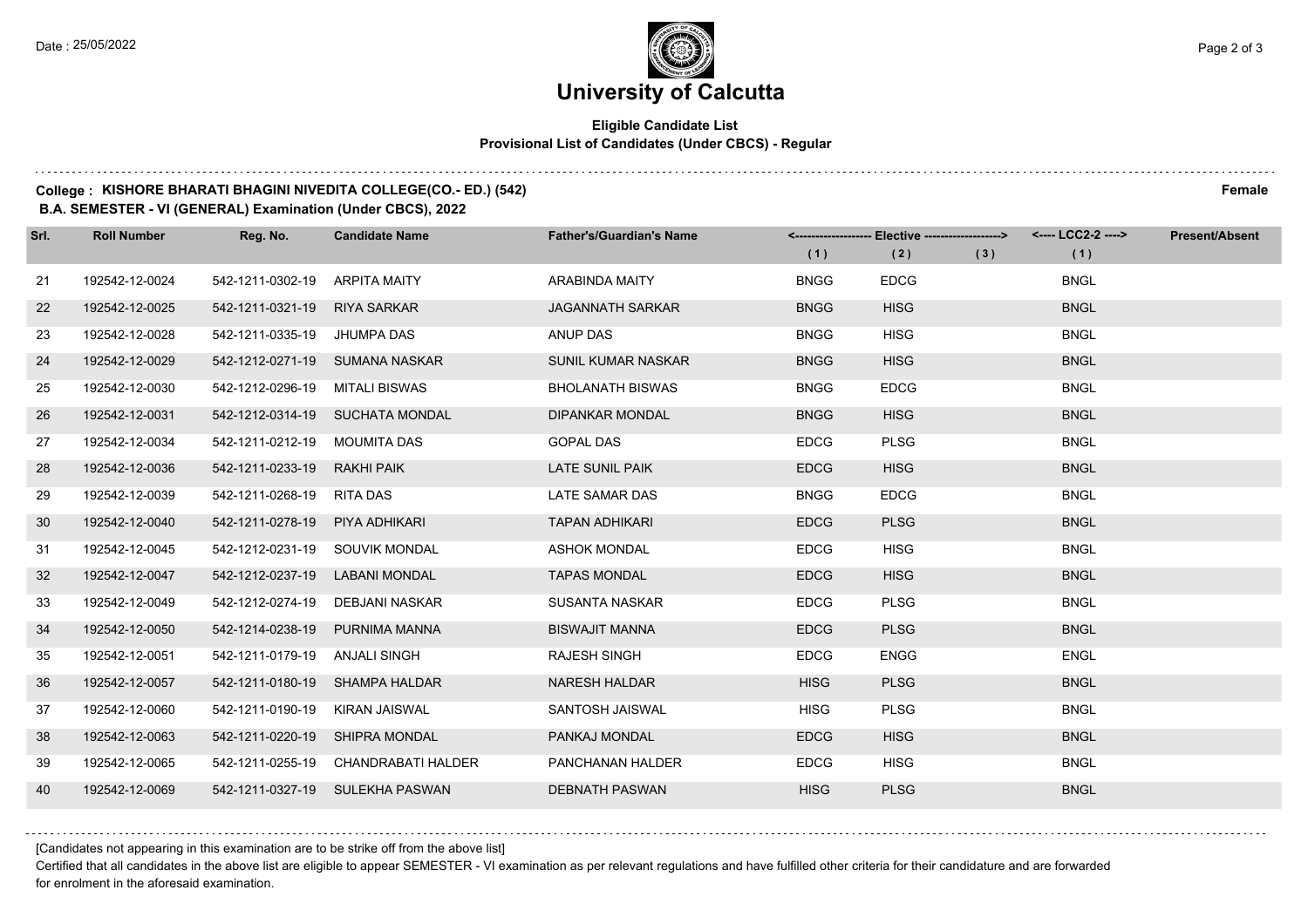# University of Calcutta

**Eligible Candidate List**
**Provisional List of Candidates (Under CBCS) - Regular**

**College : KISHORE BHARATI BHAGINI NIVEDITA COLLEGE(CO.- ED.) (542)** **Female**

**B.A. SEMESTER - VI (GENERAL) Examination (Under CBCS), 2022**

| Srl. | Roll Number | Reg. No. | Candidate Name | Father's/Guardian's Name | <------------------- Elective -------------------> | | | <---- LCC2-2 ----> | Present/Absent |
|---|---|---|---|---|---|---|---|---|---|
| | | | | | (1) | (2) | (3) | (1) | |
| 21 | 192542-12-0024 | 542-1211-0302-19 | ARPITA MAITY | ARABINDA MAITY | BNGG | EDCG | | BNGL | |
| 22 | 192542-12-0025 | 542-1211-0321-19 | RIYA SARKAR | JAGANNATH SARKAR | BNGG | HISG | | BNGL | |
| 23 | 192542-12-0028 | 542-1211-0335-19 | JHUMPA DAS | ANUP DAS | BNGG | HISG | | BNGL | |
| 24 | 192542-12-0029 | 542-1212-0271-19 | SUMANA NASKAR | SUNIL KUMAR NASKAR | BNGG | HISG | | BNGL | |
| 25 | 192542-12-0030 | 542-1212-0296-19 | MITALI BISWAS | BHOLANATH BISWAS | BNGG | EDCG | | BNGL | |
| 26 | 192542-12-0031 | 542-1212-0314-19 | SUCHATA MONDAL | DIPANKAR MONDAL | BNGG | HISG | | BNGL | |
| 27 | 192542-12-0034 | 542-1211-0212-19 | MOUMITA DAS | GOPAL DAS | EDCG | PLSG | | BNGL | |
| 28 | 192542-12-0036 | 542-1211-0233-19 | RAKHI PAIK | LATE SUNIL PAIK | EDCG | HISG | | BNGL | |
| 29 | 192542-12-0039 | 542-1211-0268-19 | RITA DAS | LATE SAMAR DAS | BNGG | EDCG | | BNGL | |
| 30 | 192542-12-0040 | 542-1211-0278-19 | PIYA ADHIKARI | TAPAN ADHIKARI | EDCG | PLSG | | BNGL | |
| 31 | 192542-12-0045 | 542-1212-0231-19 | SOUVIK MONDAL | ASHOK MONDAL | EDCG | HISG | | BNGL | |
| 32 | 192542-12-0047 | 542-1212-0237-19 | LABANI MONDAL | TAPAS MONDAL | EDCG | HISG | | BNGL | |
| 33 | 192542-12-0049 | 542-1212-0274-19 | DEBJANI NASKAR | SUSANTA NASKAR | EDCG | PLSG | | BNGL | |
| 34 | 192542-12-0050 | 542-1214-0238-19 | PURNIMA MANNA | BISWAJIT MANNA | EDCG | PLSG | | BNGL | |
| 35 | 192542-12-0051 | 542-1211-0179-19 | ANJALI SINGH | RAJESH SINGH | EDCG | ENGG | | ENGL | |
| 36 | 192542-12-0057 | 542-1211-0180-19 | SHAMPA HALDAR | NARESH HALDAR | HISG | PLSG | | BNGL | |
| 37 | 192542-12-0060 | 542-1211-0190-19 | KIRAN JAISWAL | SANTOSH JAISWAL | HISG | PLSG | | BNGL | |
| 38 | 192542-12-0063 | 542-1211-0220-19 | SHIPRA MONDAL | PANKAJ MONDAL | EDCG | HISG | | BNGL | |
| 39 | 192542-12-0065 | 542-1211-0255-19 | CHANDRABATI HALDER | PANCHANAN HALDER | EDCG | HISG | | BNGL | |
| 40 | 192542-12-0069 | 542-1211-0327-19 | SULEKHA PASWAN | DEBNATH PASWAN | HISG | PLSG | | BNGL | |

[Candidates not appearing in this examination are to be strike off from the above list]

Certified that all candidates in the above list are eligible to appear SEMESTER - VI examination as per relevant regulations and have fulfilled other criteria for their candidature and are forwarded for enrolment in the aforesaid examination.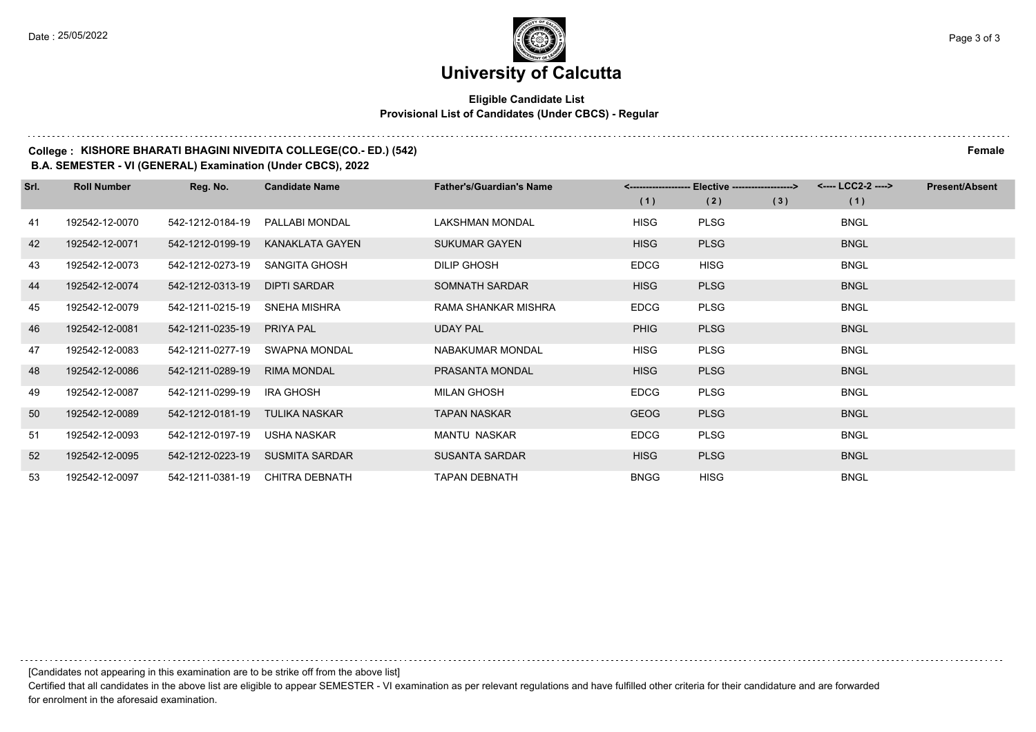# University of Calcutta

**Eligible Candidate List**
**Provisional List of Candidates (Under CBCS) - Regular**

**College : KISHORE BHARATI BHAGINI NIVEDITA COLLEGE(CO.- ED.) (542)** **Female**
**B.A. SEMESTER - VI (GENERAL) Examination (Under CBCS), 2022**

| Srl. | Roll Number | Reg. No. | Candidate Name | Father's/Guardian's Name | <------------------- Elective -------------------> | | | <---- LCC2-2 ----> | Present/Absent |
|---|---|---|---|---|---|---|---|---|---|
| | | | | | (1) | (2) | (3) | (1) | |
| 41 | 192542-12-0070 | 542-1212-0184-19 | PALLABI MONDAL | LAKSHMAN MONDAL | HISG | PLSG | | BNGL | |
| 42 | 192542-12-0071 | 542-1212-0199-19 | KANAKLATA GAYEN | SUKUMAR GAYEN | HISG | PLSG | | BNGL | |
| 43 | 192542-12-0073 | 542-1212-0273-19 | SANGITA GHOSH | DILIP GHOSH | EDCG | HISG | | BNGL | |
| 44 | 192542-12-0074 | 542-1212-0313-19 | DIPTI SARDAR | SOMNATH SARDAR | HISG | PLSG | | BNGL | |
| 45 | 192542-12-0079 | 542-1211-0215-19 | SNEHA MISHRA | RAMA SHANKAR MISHRA | EDCG | PLSG | | BNGL | |
| 46 | 192542-12-0081 | 542-1211-0235-19 | PRIYA PAL | UDAY PAL | PHIG | PLSG | | BNGL | |
| 47 | 192542-12-0083 | 542-1211-0277-19 | SWAPNA MONDAL | NABAKUMAR MONDAL | HISG | PLSG | | BNGL | |
| 48 | 192542-12-0086 | 542-1211-0289-19 | RIMA MONDAL | PRASANTA MONDAL | HISG | PLSG | | BNGL | |
| 49 | 192542-12-0087 | 542-1211-0299-19 | IRA GHOSH | MILAN GHOSH | EDCG | PLSG | | BNGL | |
| 50 | 192542-12-0089 | 542-1212-0181-19 | TULIKA NASKAR | TAPAN NASKAR | GEOG | PLSG | | BNGL | |
| 51 | 192542-12-0093 | 542-1212-0197-19 | USHA NASKAR | MANTU NASKAR | EDCG | PLSG | | BNGL | |
| 52 | 192542-12-0095 | 542-1212-0223-19 | SUSMITA SARDAR | SUSANTA SARDAR | HISG | PLSG | | BNGL | |
| 53 | 192542-12-0097 | 542-1211-0381-19 | CHITRA DEBNATH | TAPAN DEBNATH | BNGG | HISG | | BNGL | |

[Candidates not appearing in this examination are to be strike off from the above list]

Certified that all candidates in the above list are eligible to appear SEMESTER - VI examination as per relevant regulations and have fulfilled other criteria for their candidature and are forwarded for enrolment in the aforesaid examination.